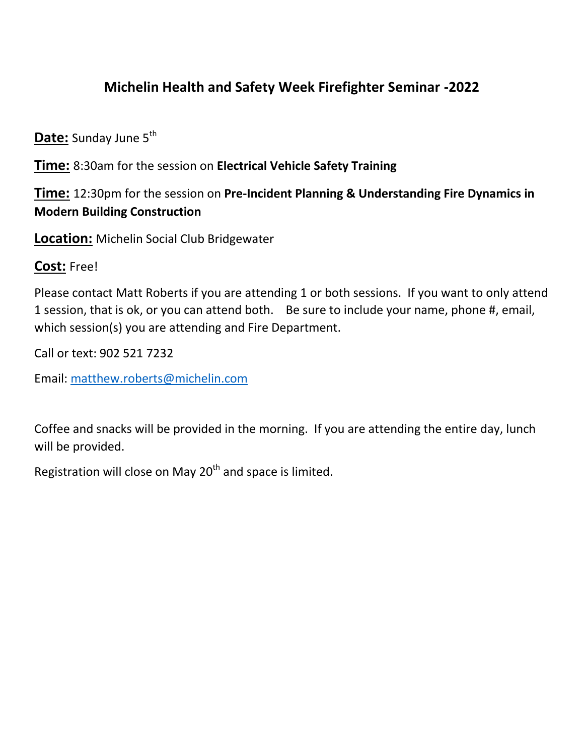# Michelin Health and Safety Week Firefighter Seminar -2022

**Date:** Sunday June 5th

**Time:** 8:30am for the session on **Electrical Vehicle Safety Training**

**Time:** 12:30pm for the session on **Pre-Incident Planning & Understanding Fire Dynamics in Modern Building Construction**

**Location:** Michelin Social Club Bridgewater

**Cost:** Free!

Please contact Matt Roberts if you are attending 1 or both sessions. If you want to only attend 1 session, that is ok, or you can attend both. Be sure to include your name, phone #, email, which session(s) you are attending and Fire Department.

Call or text: 902 521 7232

Email: matthew.roberts@michelin.com

Coffee and snacks will be provided in the morning. If you are attending the entire day, lunch will be provided.

Registration will close on May 20th and space is limited.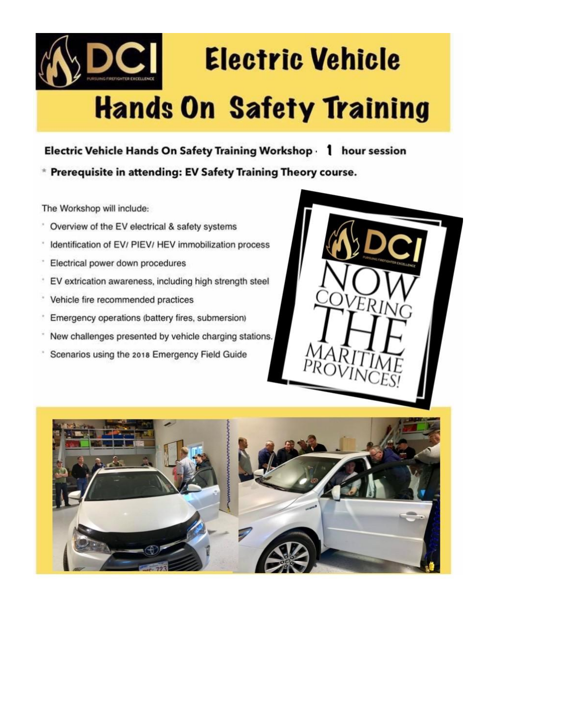# DCI Electric Vehicle Hands On Safety Training

**Electric Vehicle Hands On Safety Training Workshop - 1 hour session**

**\* Prerequisite in attending: EV Safety Training Theory course.**

The Workshop will include:

- Overview of the EV electrical & safety systems
- Identification of EV/ PIEV/ HEV immobilization process
- Electrical power down procedures
- EV extrication awareness, including high strength steel
- Vehicle fire recommended practices
- Emergency operations (battery fires, submersion)
- New challenges presented by vehicle charging stations.
- Scenarios using the 2018 Emergency Field Guide

DCI — NOW COVERING THE MARITIME PROVINCES!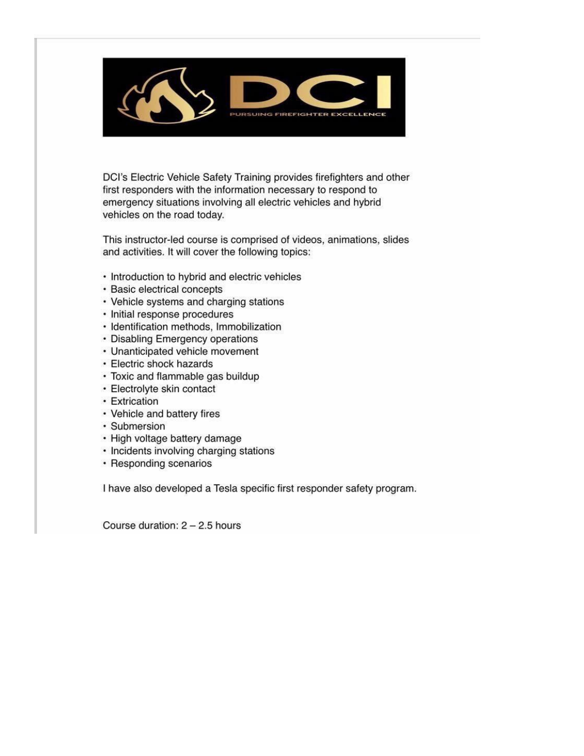DCI's Electric Vehicle Safety Training provides firefighters and other first responders with the information necessary to respond to emergency situations involving all electric vehicles and hybrid vehicles on the road today.

This instructor-led course is comprised of videos, animations, slides and activities. It will cover the following topics:

- Introduction to hybrid and electric vehicles
- Basic electrical concepts
- Vehicle systems and charging stations
- Initial response procedures
- Identification methods, Immobilization
- Disabling Emergency operations
- Unanticipated vehicle movement
- Electric shock hazards
- Toxic and flammable gas buildup
- Electrolyte skin contact
- Extrication
- Vehicle and battery fires
- Submersion
- High voltage battery damage
- Incidents involving charging stations
- Responding scenarios

I have also developed a Tesla specific first responder safety program.

Course duration: 2 – 2.5 hours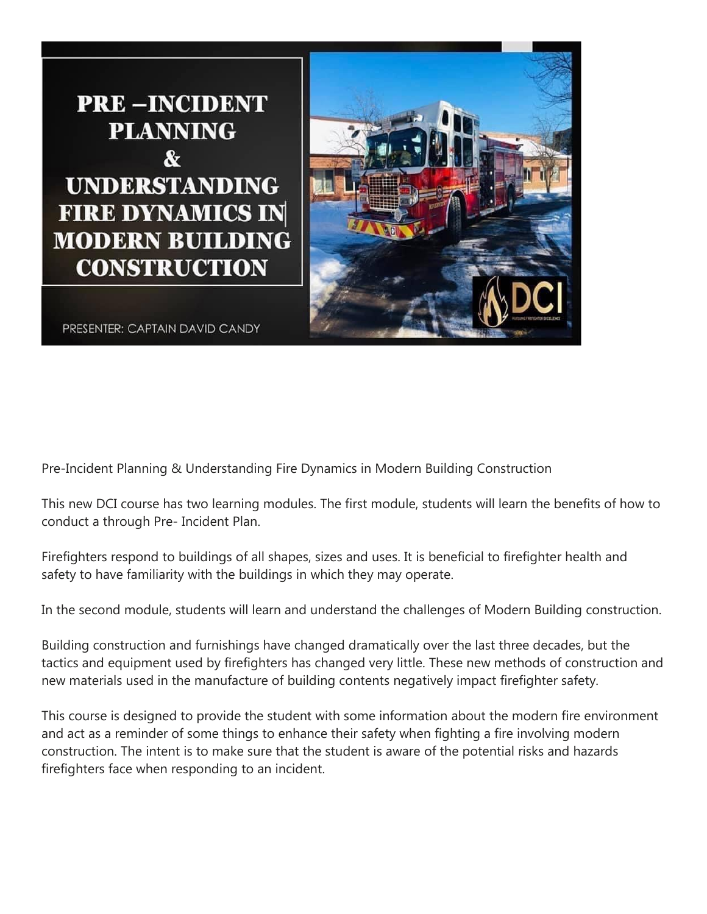Pre-Incident Planning & Understanding Fire Dynamics in Modern Building Construction

This new DCI course has two learning modules. The first module, students will learn the benefits of how to conduct a through Pre- Incident Plan.

Firefighters respond to buildings of all shapes, sizes and uses. It is beneficial to firefighter health and safety to have familiarity with the buildings in which they may operate.

In the second module, students will learn and understand the challenges of Modern Building construction.

Building construction and furnishings have changed dramatically over the last three decades, but the tactics and equipment used by firefighters has changed very little. These new methods of construction and new materials used in the manufacture of building contents negatively impact firefighter safety.

This course is designed to provide the student with some information about the modern fire environment and act as a reminder of some things to enhance their safety when fighting a fire involving modern construction. The intent is to make sure that the student is aware of the potential risks and hazards firefighters face when responding to an incident.